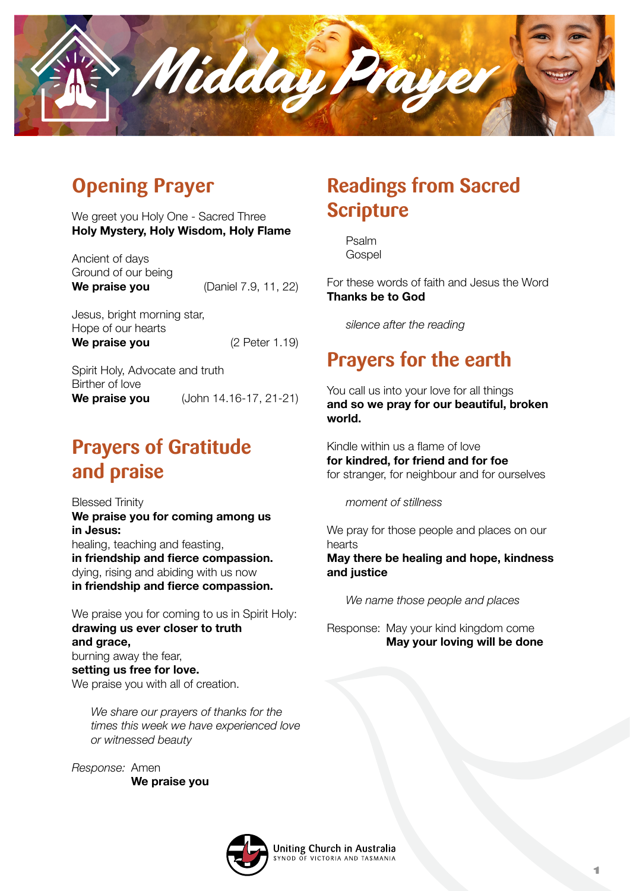# Midday Prayer

## Opening Prayer

We greet you Holy One - Sacred Three
**Holy Mystery, Holy Wisdom, Holy Flame**

Ancient of days
Ground of our being
**We praise you** (Daniel 7.9, 11, 22)

Jesus, bright morning star,
Hope of our hearts
**We praise you** (2 Peter 1.19)

Spirit Holy, Advocate and truth
Birther of love
**We praise you** (John 14.16-17, 21-21)

## Prayers of Gratitude and praise

Blessed Trinity
**We praise you for coming among us in Jesus:**
healing, teaching and feasting,
**in friendship and fierce compassion.**
dying, rising and abiding with us now
**in friendship and fierce compassion.**

We praise you for coming to us in Spirit Holy:
**drawing us ever closer to truth and grace,**
burning away the fear,
**setting us free for love.**
We praise you with all of creation.

*We share our prayers of thanks for the times this week we have experienced love or witnessed beauty*

*Response:* Amen
**We praise you**

## Readings from Sacred Scripture

Psalm
Gospel

For these words of faith and Jesus the Word
**Thanks be to God**

*silence after the reading*

## Prayers for the earth

You call us into your love for all things
**and so we pray for our beautiful, broken world.**

Kindle within us a flame of love
**for kindred, for friend and for foe**
for stranger, for neighbour and for ourselves

*moment of stillness*

We pray for those people and places on our hearts
**May there be healing and hope, kindness and justice**

*We name those people and places*

Response: May your kind kingdom come
**May your loving will be done**

Uniting Church in Australia
SYNOD OF VICTORIA AND TASMANIA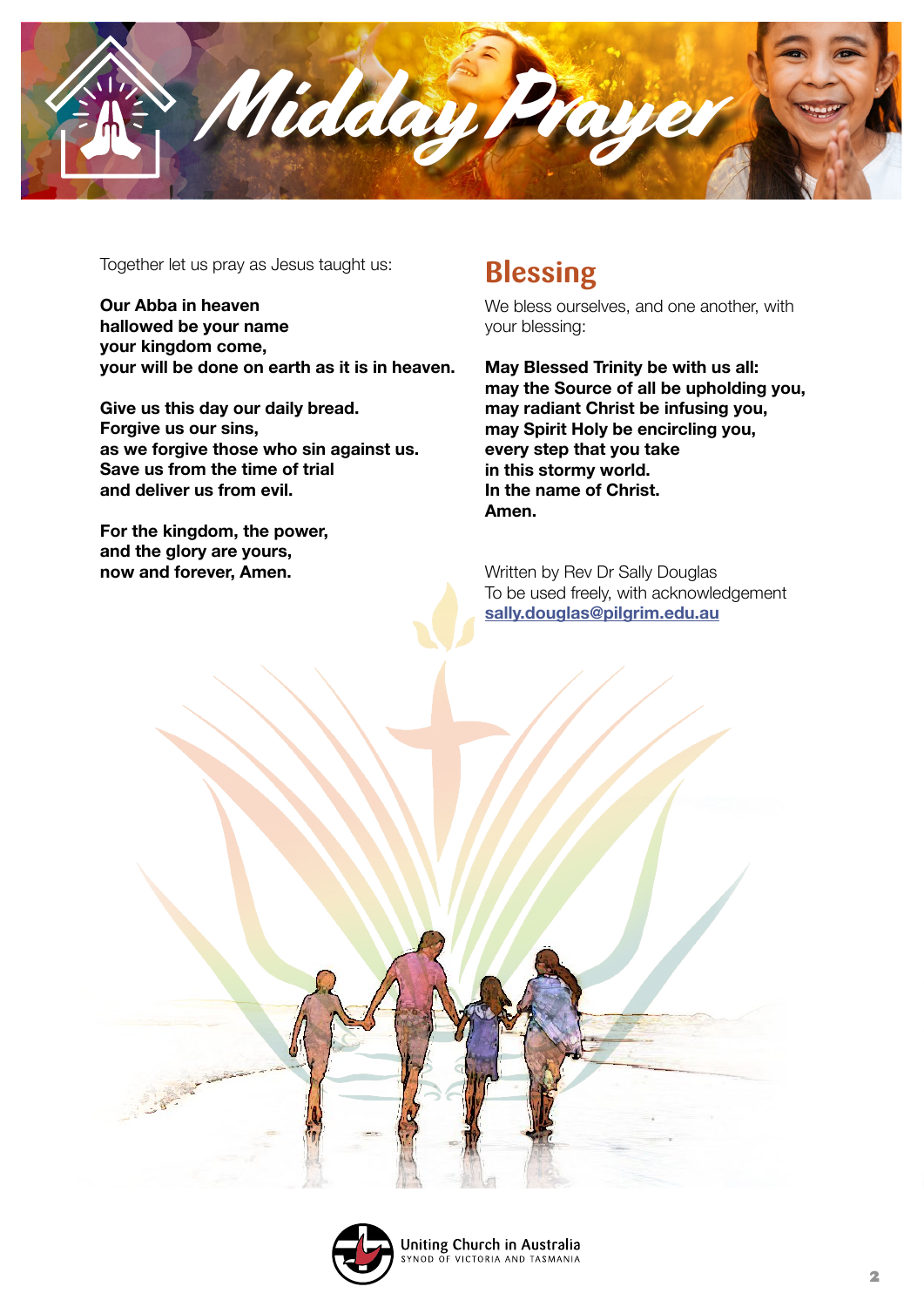# Midday Prayer

Together let us pray as Jesus taught us:

**Our Abba in heaven**
**hallowed be your name**
**your kingdom come,**
**your will be done on earth as it is in heaven.**

**Give us this day our daily bread.**
**Forgive us our sins,**
**as we forgive those who sin against us.**
**Save us from the time of trial**
**and deliver us from evil.**

**For the kingdom, the power,**
**and the glory are yours,**
**now and forever, Amen.**

## Blessing

We bless ourselves, and one another, with your blessing:

**May Blessed Trinity be with us all:**
**may the Source of all be upholding you,**
**may radiant Christ be infusing you,**
**may Spirit Holy be encircling you,**
**every step that you take**
**in this stormy world.**
**In the name of Christ.**
**Amen.**

Written by Rev Dr Sally Douglas
To be used freely, with acknowledgement
**sally.douglas@pilgrim.edu.au**

Uniting Church in Australia
SYNOD OF VICTORIA AND TASMANIA